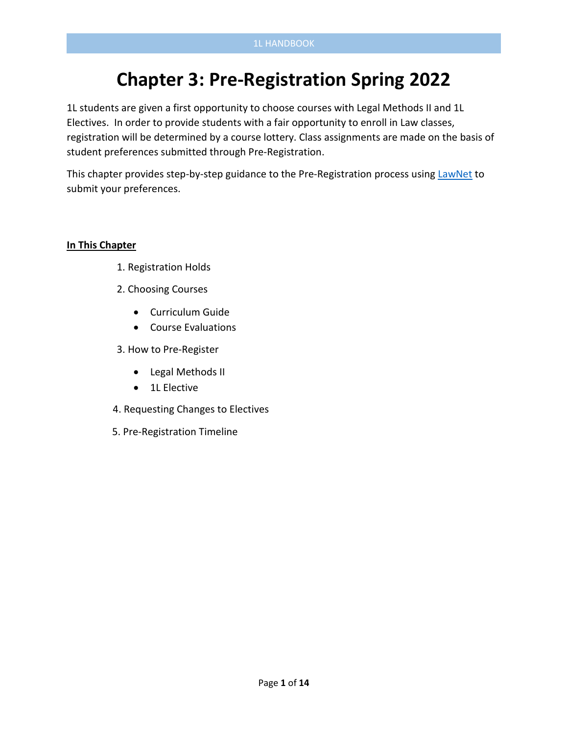# Chapter 3: Pre-Registration Spring 2022

1L students are given a first opportunity to choose courses with Legal Methods II and 1L Electives. In order to provide students with a fair opportunity to enroll in Law classes, registration will be determined by a course lottery. Class assignments are made on the basis of student preferences submitted through Pre-Registration.

This chapter provides step-by-step guidance to the Pre-Registration process using [LawNet] to submit your preferences.

**In This Chapter**

1. Registration Holds
2. Choosing Courses
   - Curriculum Guide
   - Course Evaluations
3. How to Pre-Register
   - Legal Methods II
   - 1L Elective
4. Requesting Changes to Electives
5. Pre-Registration Timeline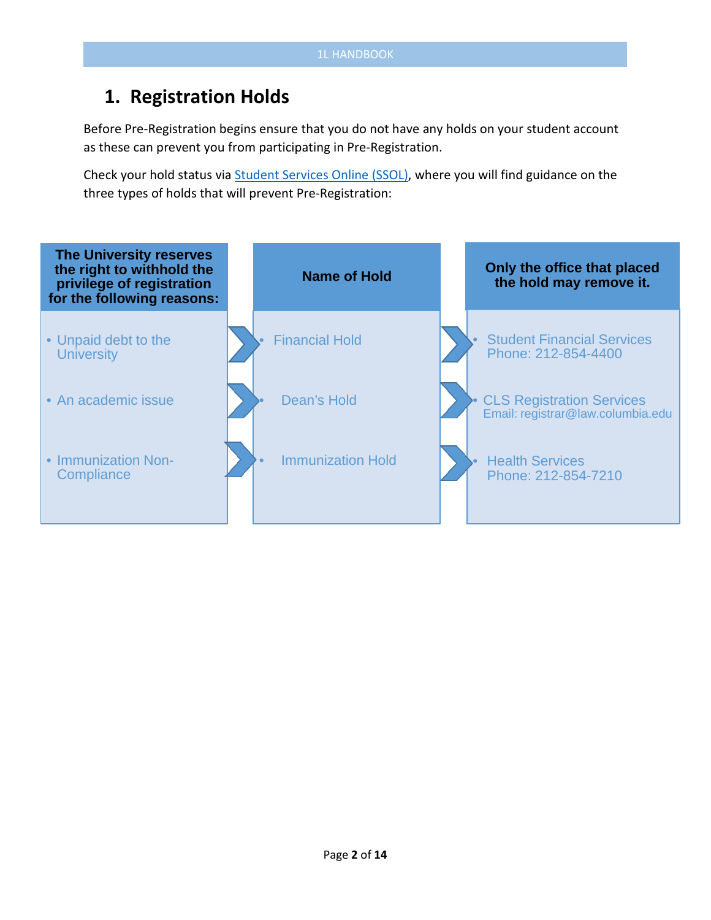## 1. Registration Holds

Before Pre-Registration begins ensure that you do not have any holds on your student account as these can prevent you from participating in Pre-Registration.

Check your hold status via Student Services Online (SSOL), where you will find guidance on the three types of holds that will prevent Pre-Registration:

| The University reserves the right to withhold the privilege of registration for the following reasons: | Name of Hold | Only the office that placed the hold may remove it. |
| --- | --- | --- |
| Unpaid debt to the University | Financial Hold | Student Financial Services<br>Phone: 212-854-4400 |
| An academic issue | Dean's Hold | CLS Registration Services<br>Email: registrar@law.columbia.edu |
| Immunization Non-Compliance | Immunization Hold | Health Services<br>Phone: 212-854-7210 |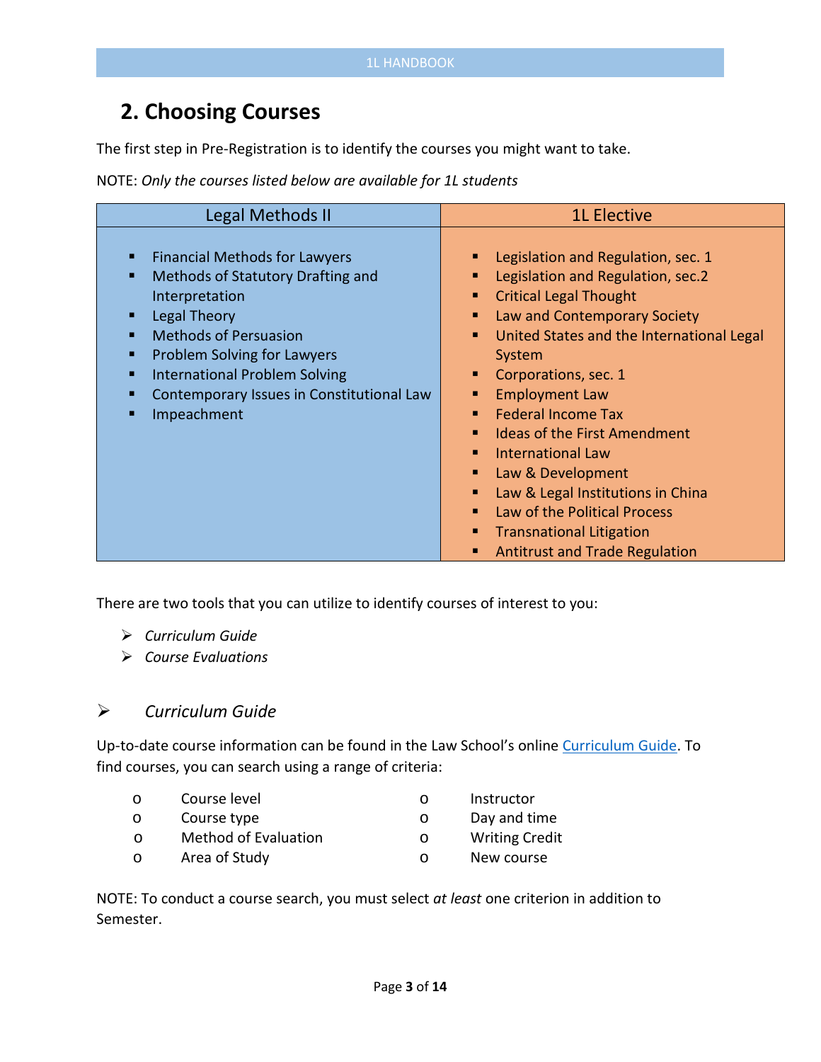## 2. Choosing Courses

The first step in Pre-Registration is to identify the courses you might want to take.

NOTE: *Only the courses listed below are available for 1L students*

| Legal Methods II | 1L Elective |
| --- | --- |
| ▪ Financial Methods for Lawyers<br>▪ Methods of Statutory Drafting and Interpretation<br>▪ Legal Theory<br>▪ Methods of Persuasion<br>▪ Problem Solving for Lawyers<br>▪ International Problem Solving<br>▪ Contemporary Issues in Constitutional Law<br>▪ Impeachment | ▪ Legislation and Regulation, sec. 1<br>▪ Legislation and Regulation, sec.2<br>▪ Critical Legal Thought<br>▪ Law and Contemporary Society<br>▪ United States and the International Legal System<br>▪ Corporations, sec. 1<br>▪ Employment Law<br>▪ Federal Income Tax<br>▪ Ideas of the First Amendment<br>▪ International Law<br>▪ Law & Development<br>▪ Law & Legal Institutions in China<br>▪ Law of the Political Process<br>▪ Transnational Litigation<br>▪ Antitrust and Trade Regulation |

There are two tools that you can utilize to identify courses of interest to you:

- *Curriculum Guide*
- *Course Evaluations*

### ➢ *Curriculum Guide*

Up-to-date course information can be found in the Law School's online Curriculum Guide. To find courses, you can search using a range of criteria:

- Course level
- Course type
- Method of Evaluation
- Area of Study
- Instructor
- Day and time
- Writing Credit
- New course

NOTE: To conduct a course search, you must select *at least* one criterion in addition to Semester.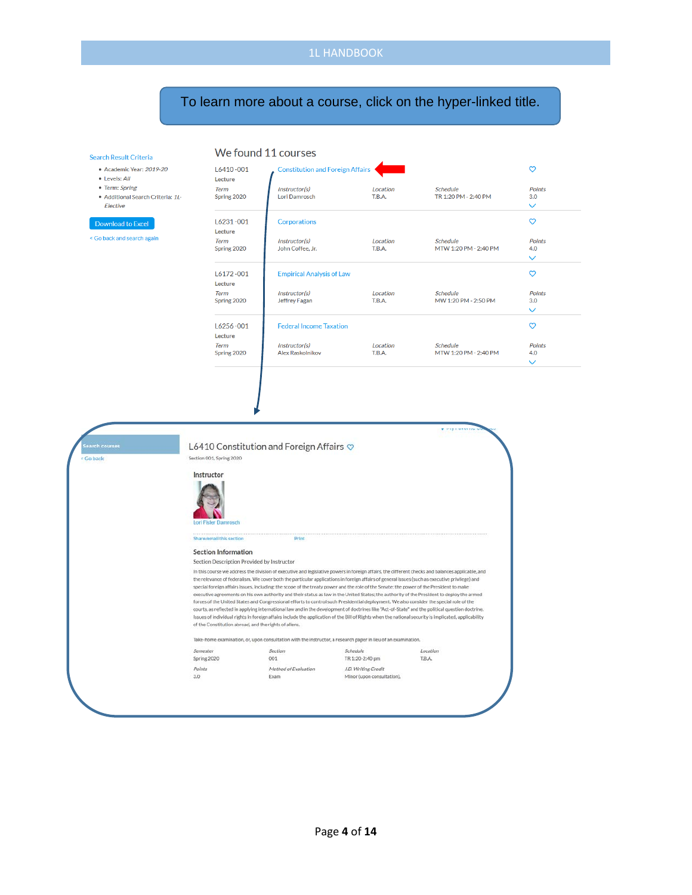To learn more about a course, click on the hyper-linked title.

Search Result Criteria

- Academic Year: *2019-20*
- Levels: *All*
- Term: *Spring*
- Additional Search Criteria: *1L-Elective*

Download to Excel

< Go back and search again

## We found 11 courses

| Course | Title | Location | Schedule | Points |
|---|---|---|---|---|
| L6410-001 Lecture<br>*Term* Spring 2020 | Constitution and Foreign Affairs<br>*Instructor(s)* Lori Damrosch | T.B.A. | TR 1:20 PM - 2:40 PM | 3.0 |
| L6231-001 Lecture<br>*Term* Spring 2020 | Corporations<br>*Instructor(s)* John Coffee, Jr. | T.B.A. | MTW 1:20 PM - 2:40 PM | 4.0 |
| L6172-001 Lecture<br>*Term* Spring 2020 | Empirical Analysis of Law<br>*Instructor(s)* Jeffrey Fagan | T.B.A. | MW 1:20 PM - 2:50 PM | 3.0 |
| L6256-001 Lecture<br>*Term* Spring 2020 | Federal Income Taxation<br>*Instructor(s)* Alex Raskolnikov | T.B.A. | MTW 1:20 PM - 2:40 PM | 4.0 |

Search courses

< Go back

## L6410 Constitution and Foreign Affairs

Section 001, Spring 2020

### Instructor

Lori Fisler Damrosch

Share/email this section    Print

### Section Information

Section Description Provided by Instructor

In this course we address the division of executive and legislative powers in foreign affairs, the different checks and balances applicable, and the relevance of federalism. We cover both the particular applications in foreign affairs of general issues (such as executive privilege) and special foreign affairs issues, including: the scope of the treaty power and the role of the Senate; the power of the President to make executive agreements on his own authority and their status as law in the United States; the authority of the President to deploy the armed forces of the United States and Congressional efforts to control such Presidential deployment. We also consider the special role of the courts, as reflected in applying international law and in the development of doctrines like "Act-of-State" and the political question doctrine. Issues of individual rights in foreign affairs include the application of the Bill of Rights when the national security is implicated, applicability of the Constitution abroad, and the rights of aliens.

Take-home examination, or, upon consultation with the instructor, a research paper in lieu of an examination.

| *Semester* | *Section* | *Schedule* | *Location* |
|---|---|---|---|
| Spring 2020 | 001 | TR 1:20-2:40 pm | T.B.A. |
| *Points* | *Method of Evaluation* | *J.D. Writing Credit* | |
| 3.0 | Exam | Minor (upon consultation). | |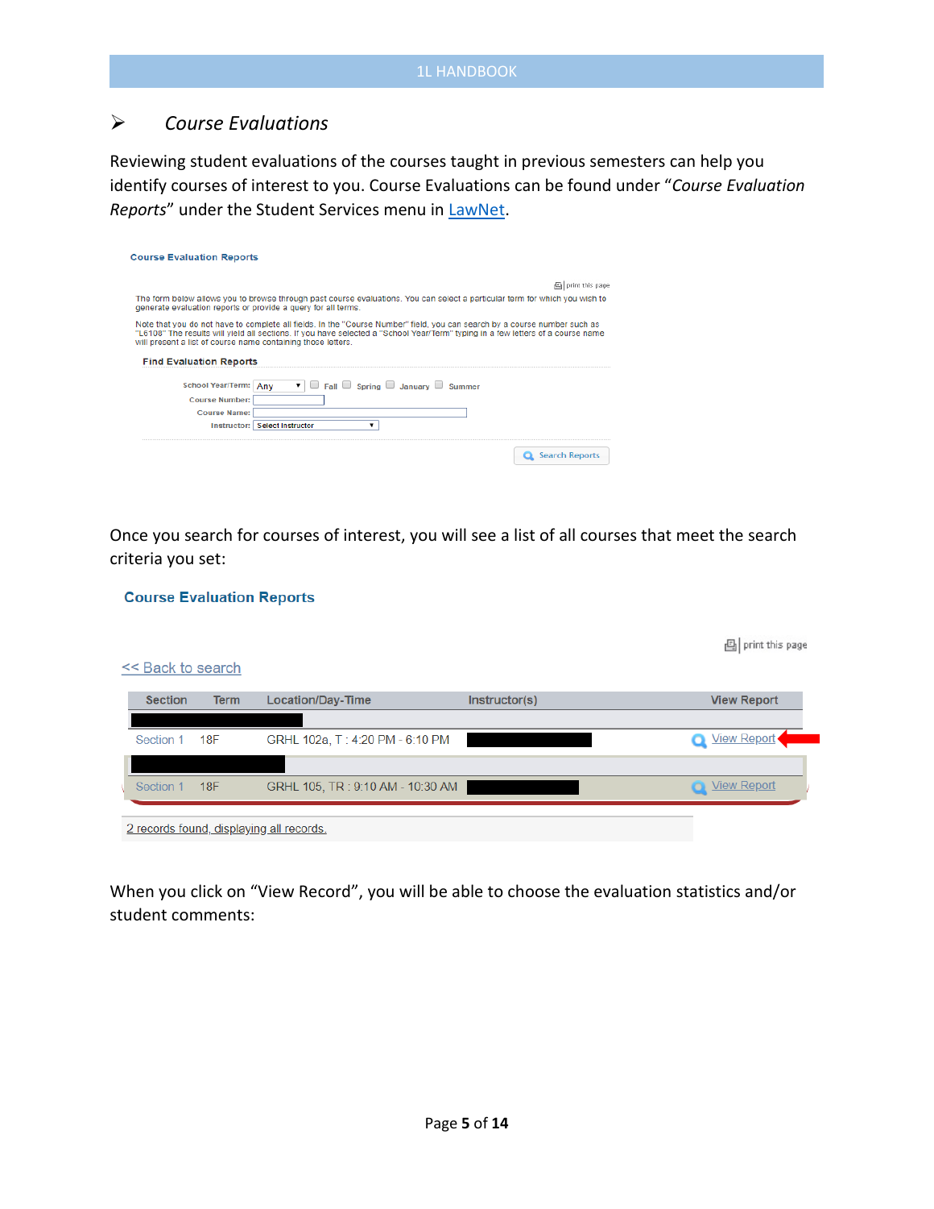## ➢ *Course Evaluations*

Reviewing student evaluations of the courses taught in previous semesters can help you identify courses of interest to you. Course Evaluations can be found under "*Course Evaluation Reports*" under the Student Services menu in LawNet.

**Course Evaluation Reports**

print this page

The form below allows you to browse through past course evaluations. You can select a particular term for which you wish to generate evaluation reports or provide a query for all terms.

Note that you do not have to complete all fields. In the "Course Number" field, you can search by a course number such as "L6108" The results will yield all sections. If you have selected a "School Year/Term" typing in a few letters of a course name will present a list of course name containing those letters.

**Find Evaluation Reports**

School Year/Term: Any ☐ Fall ☐ Spring ☐ January ☐ Summer

Course Number:

Course Name:

Instructor: Select Instructor

Search Reports

Once you search for courses of interest, you will see a list of all courses that meet the search criteria you set:

**Course Evaluation Reports**

print this page

<< Back to search

| Section | Term | Location/Day-Time | Instructor(s) | View Report |
|---|---|---|---|---|
| Section 1 | 18F | GRHL 102a, T : 4:20 PM - 6:10 PM | | View Report |
| Section 1 | 18F | GRHL 105, TR : 9:10 AM - 10:30 AM | | View Report |

2 records found, displaying all records.

When you click on "View Record", you will be able to choose the evaluation statistics and/or student comments: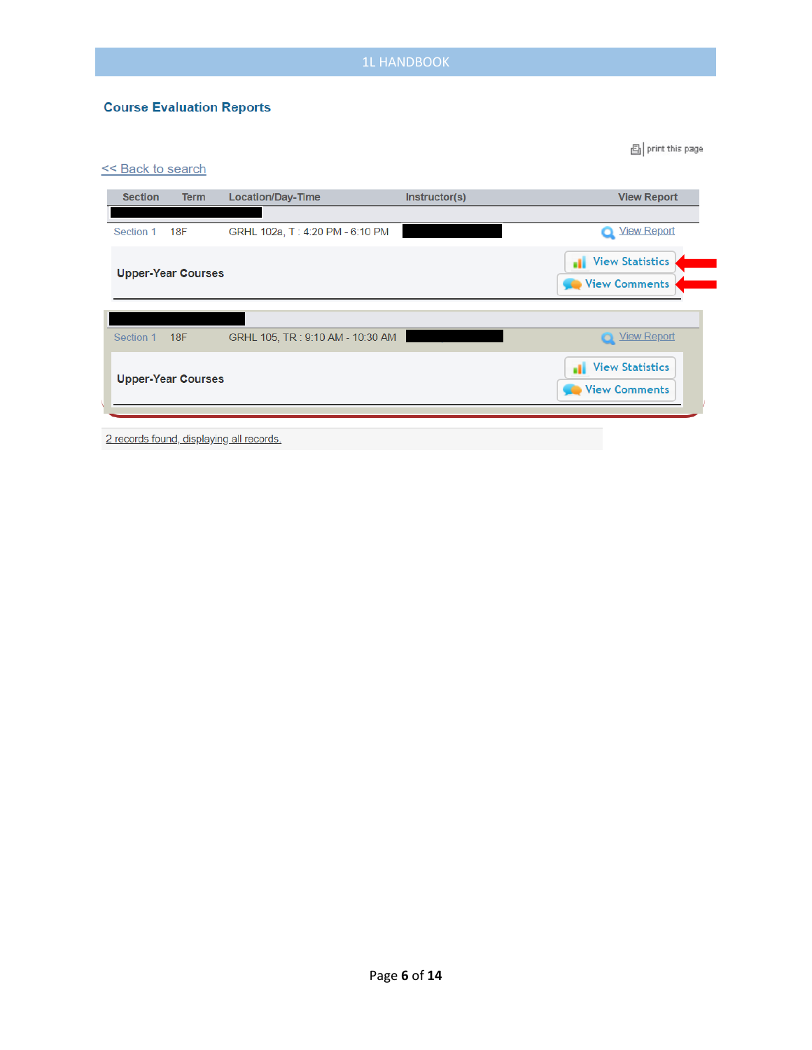## Course Evaluation Reports

print this page

<< Back to search

| Section | Term | Location/Day-Time | Instructor(s) | View Report |
|---|---|---|---|---|
| Section 1 | 18F | GRHL 102a, T : 4:20 PM - 6:10 PM | | View Report |
| Upper-Year Courses | | | | View Statistics / View Comments |
| Section 1 | 18F | GRHL 105, TR : 9:10 AM - 10:30 AM | | View Report |
| Upper-Year Courses | | | | View Statistics / View Comments |

2 records found, displaying all records.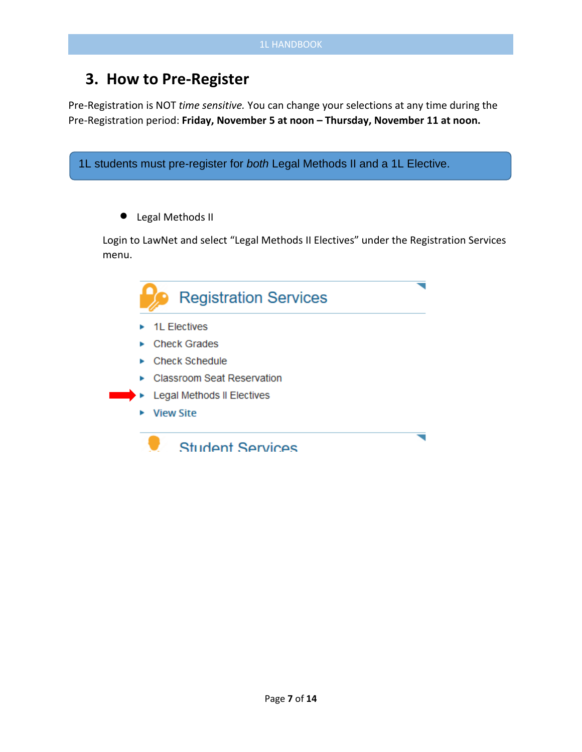## 3. How to Pre-Register

Pre-Registration is NOT *time sensitive.* You can change your selections at any time during the Pre-Registration period: **Friday, November 5 at noon – Thursday, November 11 at noon.**

1L students must pre-register for *both* Legal Methods II and a 1L Elective.

- Legal Methods II

Login to LawNet and select "Legal Methods II Electives" under the Registration Services menu.

Registration Services

- 1L Electives
- Check Grades
- Check Schedule
- Classroom Seat Reservation
- Legal Methods II Electives
- View Site

Student Services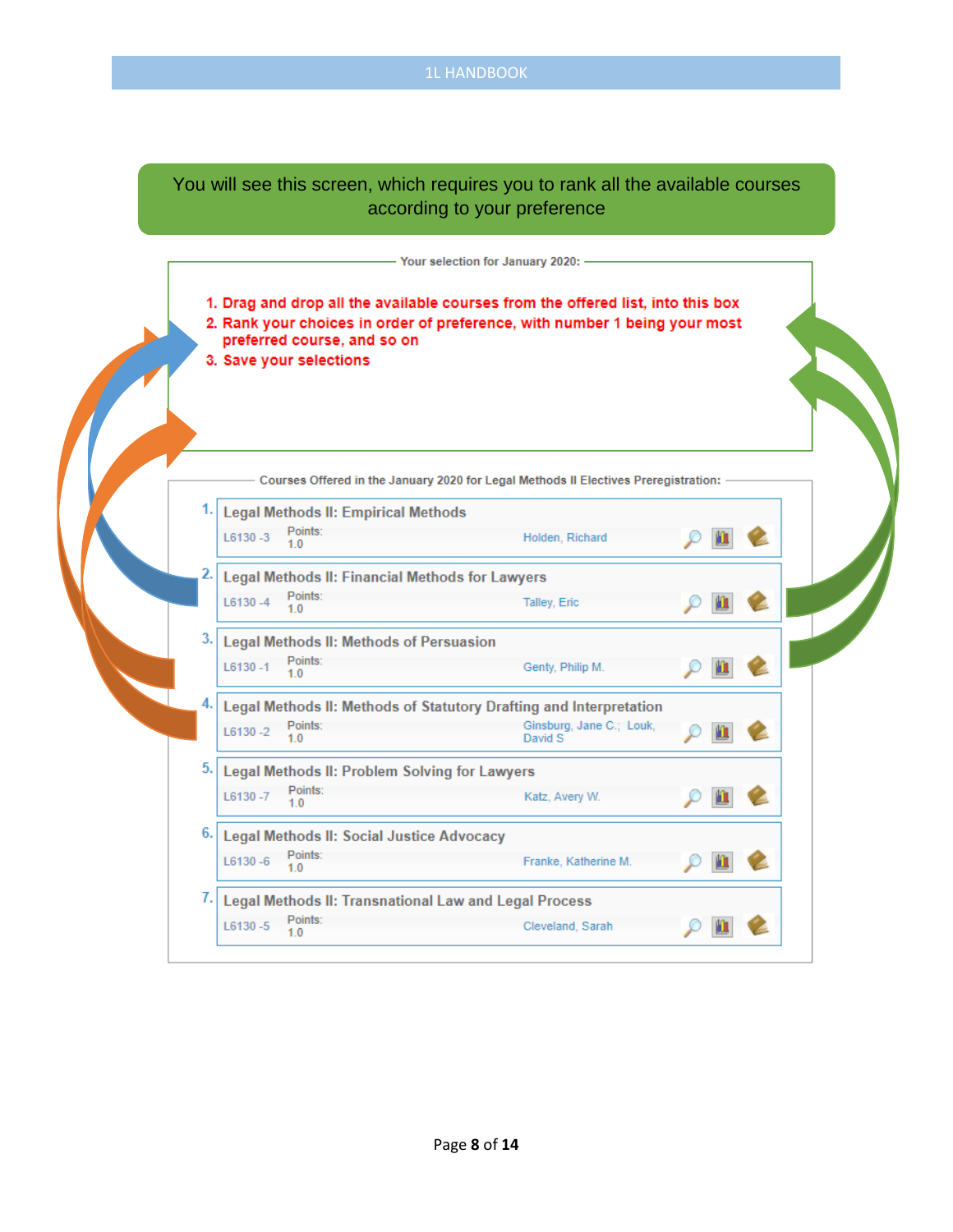You will see this screen, which requires you to rank all the available courses according to your preference

**Your selection for January 2020:**

1. Drag and drop all the available courses from the offered list, into this box
2. Rank your choices in order of preference, with number 1 being your most preferred course, and so on
3. Save your selections

**Courses Offered in the January 2020 for Legal Methods II Electives Preregistration:**

1. **Legal Methods II: Empirical Methods**
   L6130 -3 | Points: 1.0 | Holden, Richard
2. **Legal Methods II: Financial Methods for Lawyers**
   L6130 -4 | Points: 1.0 | Talley, Eric
3. **Legal Methods II: Methods of Persuasion**
   L6130 -1 | Points: 1.0 | Genty, Philip M.
4. **Legal Methods II: Methods of Statutory Drafting and Interpretation**
   L6130 -2 | Points: 1.0 | Ginsburg, Jane C.; Louk, David S
5. **Legal Methods II: Problem Solving for Lawyers**
   L6130 -7 | Points: 1.0 | Katz, Avery W.
6. **Legal Methods II: Social Justice Advocacy**
   L6130 -6 | Points: 1.0 | Franke, Katherine M.
7. **Legal Methods II: Transnational Law and Legal Process**
   L6130 -5 | Points: 1.0 | Cleveland, Sarah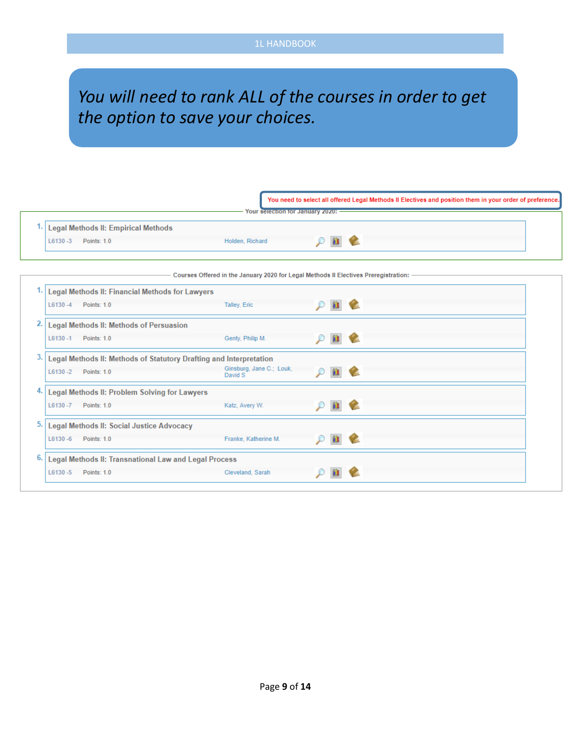*You will need to rank ALL of the courses in order to get the option to save your choices.*

You need to select all offered Legal Methods II Electives and position them in your order of preference.

Your selection for January 2020:

1. **Legal Methods II: Empirical Methods**
   L6130 -3 Points: 1.0 Holden, Richard

Courses Offered in the January 2020 for Legal Methods II Electives Preregistration:

1. **Legal Methods II: Financial Methods for Lawyers**
   L6130 -4 Points: 1.0 Talley, Eric
2. **Legal Methods II: Methods of Persuasion**
   L6130 -1 Points: 1.0 Genty, Philip M.
3. **Legal Methods II: Methods of Statutory Drafting and Interpretation**
   L6130 -2 Points: 1.0 Ginsburg, Jane C.; Louk, David S
4. **Legal Methods II: Problem Solving for Lawyers**
   L6130 -7 Points: 1.0 Katz, Avery W.
5. **Legal Methods II: Social Justice Advocacy**
   L6130 -6 Points: 1.0 Franke, Katherine M.
6. **Legal Methods II: Transnational Law and Legal Process**
   L6130 -5 Points: 1.0 Cleveland, Sarah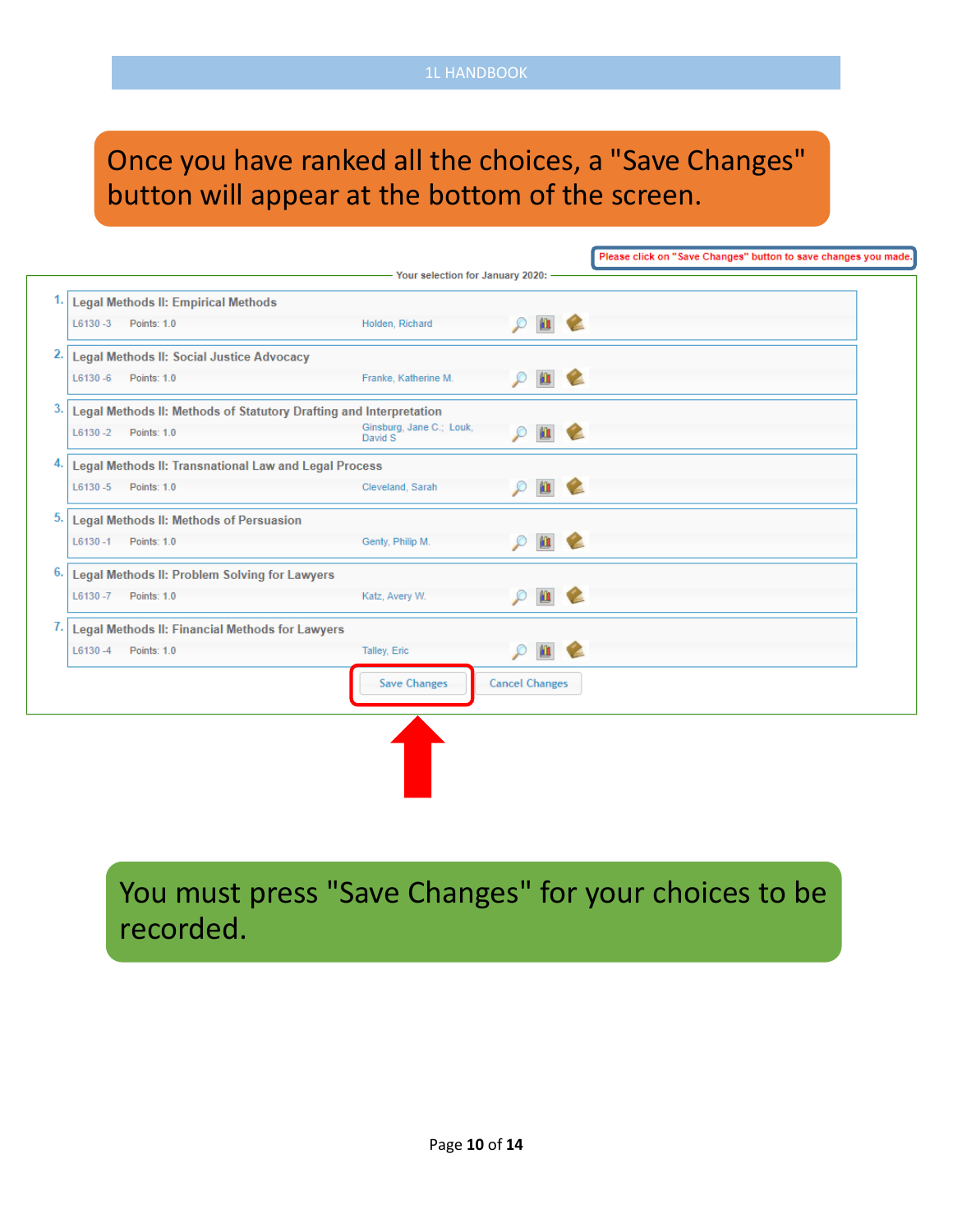Once you have ranked all the choices, a "Save Changes" button will appear at the bottom of the screen.

Please click on "Save Changes" button to save changes you made.

Your selection for January 2020:

| # | Course | Code | Points | Instructor |
|---|---|---|---|---|
| 1. | Legal Methods II: Empirical Methods | L6130 -3 | Points: 1.0 | Holden, Richard |
| 2. | Legal Methods II: Social Justice Advocacy | L6130 -6 | Points: 1.0 | Franke, Katherine M. |
| 3. | Legal Methods II: Methods of Statutory Drafting and Interpretation | L6130 -2 | Points: 1.0 | Ginsburg, Jane C.; Louk, David S |
| 4. | Legal Methods II: Transnational Law and Legal Process | L6130 -5 | Points: 1.0 | Cleveland, Sarah |
| 5. | Legal Methods II: Methods of Persuasion | L6130 -1 | Points: 1.0 | Genty, Philip M. |
| 6. | Legal Methods II: Problem Solving for Lawyers | L6130 -7 | Points: 1.0 | Katz, Avery W. |
| 7. | Legal Methods II: Financial Methods for Lawyers | L6130 -4 | Points: 1.0 | Talley, Eric |

Save Changes | Cancel Changes

You must press "Save Changes" for your choices to be recorded.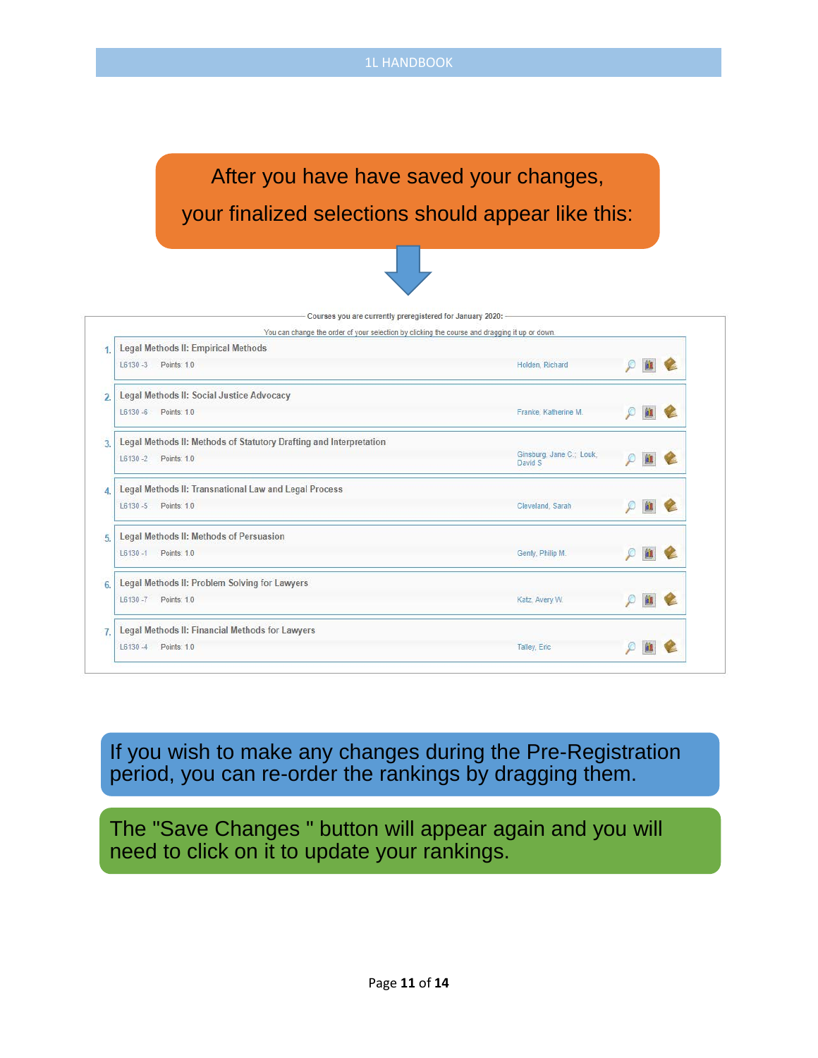After you have have saved your changes, your finalized selections should appear like this:

**Courses you are currently preregistered for January 2020:**

You can change the order of your selection by clicking the course and dragging it up or down.

| # | Course | Code | Points | Instructor |
|---|---|---|---|---|
| 1. | Legal Methods II: Empirical Methods | L6130 -3 | Points: 1.0 | Holden, Richard |
| 2. | Legal Methods II: Social Justice Advocacy | L6130 -6 | Points: 1.0 | Franke, Katherine M. |
| 3. | Legal Methods II: Methods of Statutory Drafting and Interpretation | L6130 -2 | Points: 1.0 | Ginsburg, Jane C.; Louk, David S |
| 4. | Legal Methods II: Transnational Law and Legal Process | L6130 -5 | Points: 1.0 | Cleveland, Sarah |
| 5. | Legal Methods II: Methods of Persuasion | L6130 -1 | Points: 1.0 | Genty, Philip M. |
| 6. | Legal Methods II: Problem Solving for Lawyers | L6130 -7 | Points: 1.0 | Katz, Avery W. |
| 7. | Legal Methods II: Financial Methods for Lawyers | L6130 -4 | Points: 1.0 | Talley, Eric |

If you wish to make any changes during the Pre-Registration period, you can re-order the rankings by dragging them.

The "Save Changes " button will appear again and you will need to click on it to update your rankings.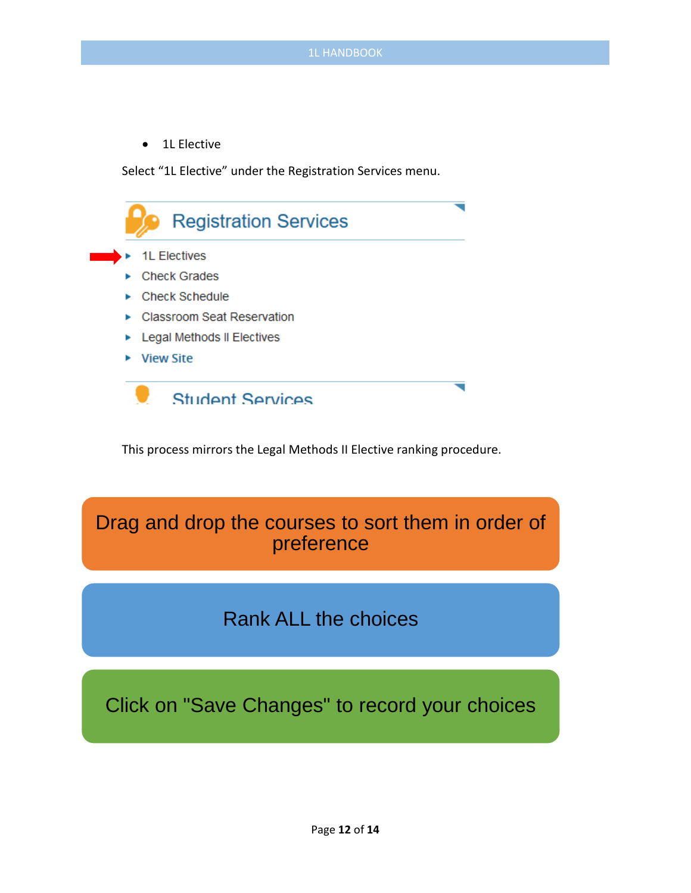- 1L Elective

Select “1L Elective” under the Registration Services menu.

Registration Services

- 1L Electives
- Check Grades
- Check Schedule
- Classroom Seat Reservation
- Legal Methods II Electives
- View Site

Student Services

This process mirrors the Legal Methods II Elective ranking procedure.

Drag and drop the courses to sort them in order of preference

Rank ALL the choices

Click on "Save Changes" to record your choices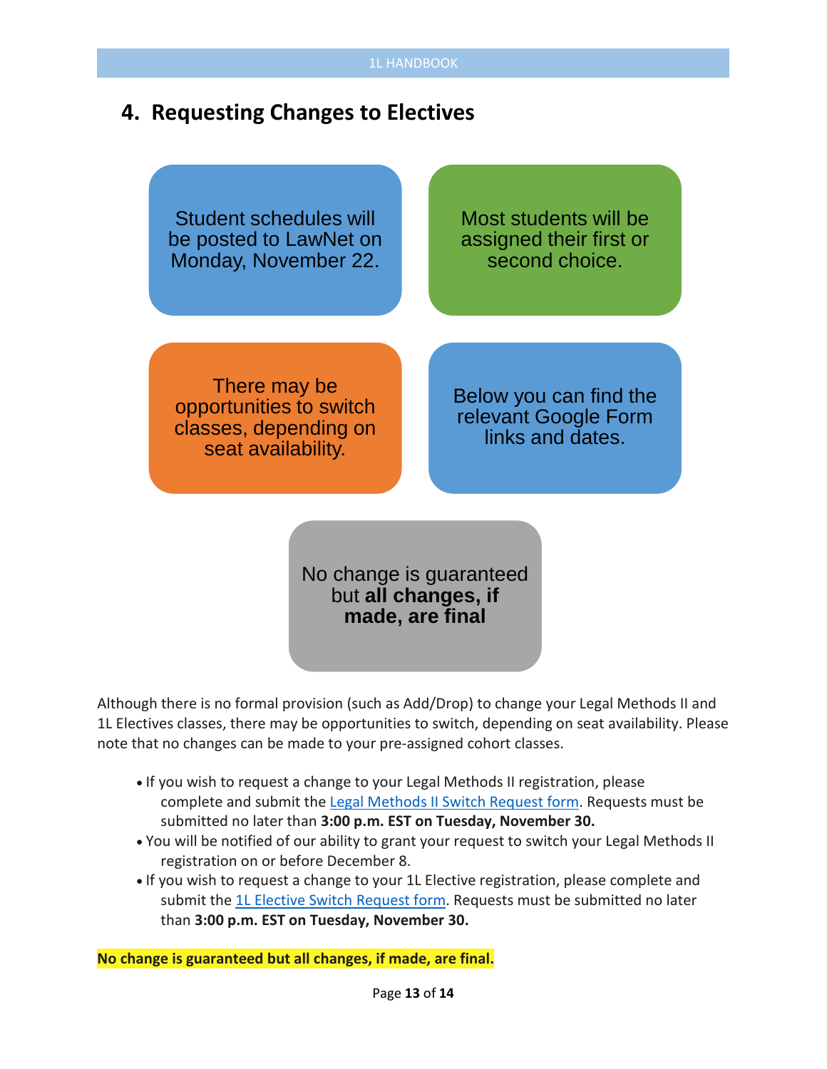## 4. Requesting Changes to Electives

Student schedules will be posted to LawNet on Monday, November 22.

Most students will be assigned their first or second choice.

There may be opportunities to switch classes, depending on seat availability.

Below you can find the relevant Google Form links and dates.

No change is guaranteed but **all changes, if made, are final**

Although there is no formal provision (such as Add/Drop) to change your Legal Methods II and 1L Electives classes, there may be opportunities to switch, depending on seat availability. Please note that no changes can be made to your pre-assigned cohort classes.

- If you wish to request a change to your Legal Methods II registration, please complete and submit the Legal Methods II Switch Request form. Requests must be submitted no later than **3:00 p.m. EST on Tuesday, November 30.**
- You will be notified of our ability to grant your request to switch your Legal Methods II registration on or before December 8.
- If you wish to request a change to your 1L Elective registration, please complete and submit the 1L Elective Switch Request form. Requests must be submitted no later than **3:00 p.m. EST on Tuesday, November 30.**

**No change is guaranteed but all changes, if made, are final.**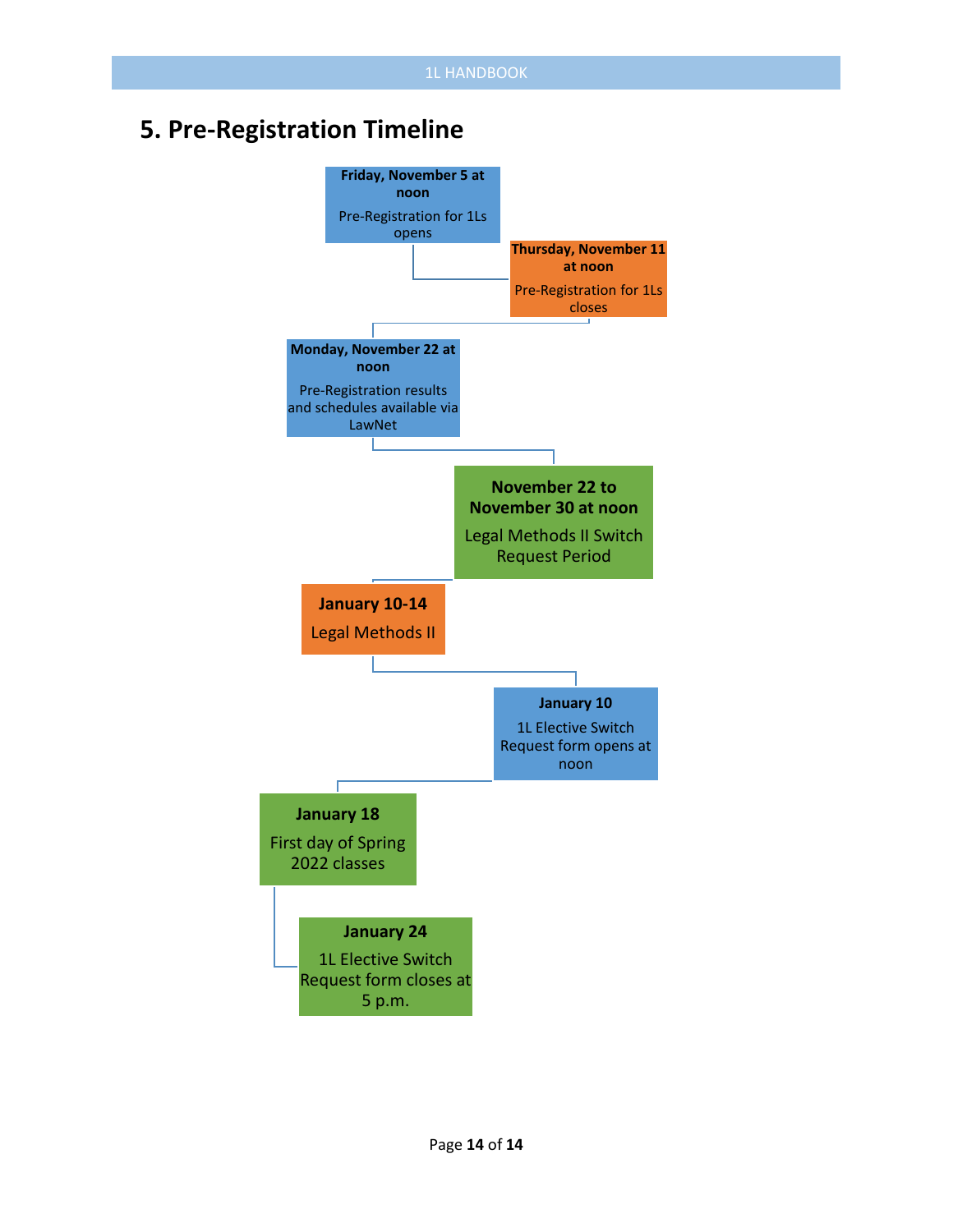## 5. Pre-Registration Timeline

**Friday, November 5 at noon**
Pre-Registration for 1Ls opens

**Thursday, November 11 at noon**
Pre-Registration for 1Ls closes

**Monday, November 22 at noon**
Pre-Registration results and schedules available via LawNet

**November 22 to November 30 at noon**
Legal Methods II Switch Request Period

**January 10-14**
Legal Methods II

**January 10**
1L Elective Switch Request form opens at noon

**January 18**
First day of Spring 2022 classes

**January 24**
1L Elective Switch Request form closes at 5 p.m.